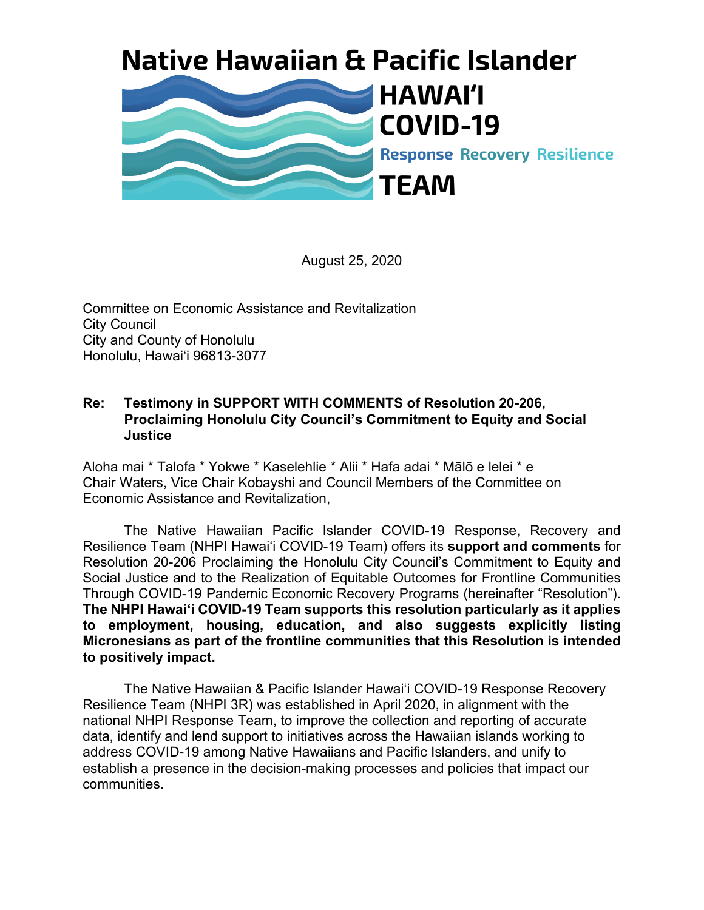# Native Hawaiian & Pacific Islander

**HAWAIʻI COVID-19**

**Response Recovery Resilience**

**TEAM**

August 25, 2020

Committee on Economic Assistance and Revitalization
City Council
City and County of Honolulu
Honolulu, Hawaiʻi 96813-3077

**Re: Testimony in SUPPORT WITH COMMENTS of Resolution 20-206, Proclaiming Honolulu City Council's Commitment to Equity and Social Justice**

Aloha mai * Talofa * Yokwe * Kaselehlie * Alii * Hafa adai * Mālō e lelei * e
Chair Waters, Vice Chair Kobayshi and Council Members of the Committee on Economic Assistance and Revitalization,

The Native Hawaiian Pacific Islander COVID-19 Response, Recovery and Resilience Team (NHPI Hawaiʻi COVID-19 Team) offers its **support and comments** for Resolution 20-206 Proclaiming the Honolulu City Council's Commitment to Equity and Social Justice and to the Realization of Equitable Outcomes for Frontline Communities Through COVID-19 Pandemic Economic Recovery Programs (hereinafter "Resolution"). **The NHPI Hawaiʻi COVID-19 Team supports this resolution particularly as it applies to employment, housing, education, and also suggests explicitly listing Micronesians as part of the frontline communities that this Resolution is intended to positively impact.**

The Native Hawaiian & Pacific Islander Hawaiʻi COVID-19 Response Recovery Resilience Team (NHPI 3R) was established in April 2020, in alignment with the national NHPI Response Team, to improve the collection and reporting of accurate data, identify and lend support to initiatives across the Hawaiian islands working to address COVID-19 among Native Hawaiians and Pacific Islanders, and unify to establish a presence in the decision-making processes and policies that impact our communities.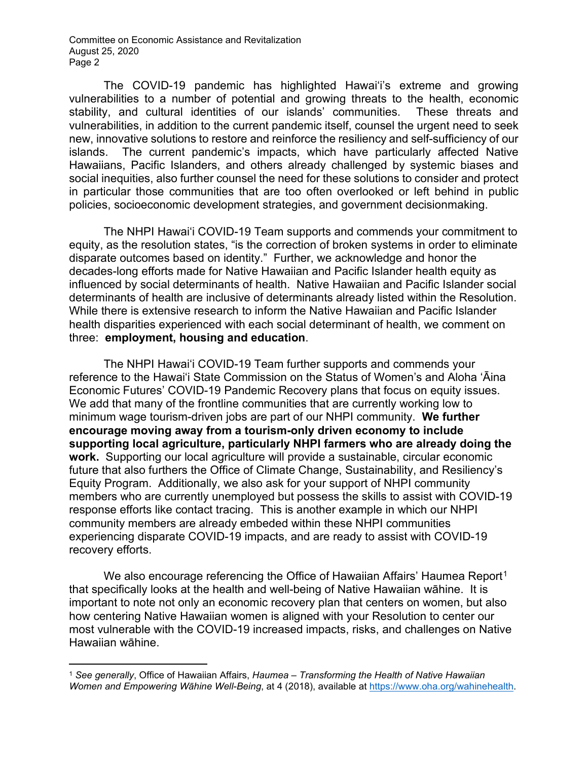The COVID-19 pandemic has highlighted Hawaiʻi's extreme and growing vulnerabilities to a number of potential and growing threats to the health, economic stability, and cultural identities of our islands' communities. These threats and vulnerabilities, in addition to the current pandemic itself, counsel the urgent need to seek new, innovative solutions to restore and reinforce the resiliency and self-sufficiency of our islands. The current pandemic's impacts, which have particularly affected Native Hawaiians, Pacific Islanders, and others already challenged by systemic biases and social inequities, also further counsel the need for these solutions to consider and protect in particular those communities that are too often overlooked or left behind in public policies, socioeconomic development strategies, and government decisionmaking.

The NHPI Hawaiʻi COVID-19 Team supports and commends your commitment to equity, as the resolution states, "is the correction of broken systems in order to eliminate disparate outcomes based on identity." Further, we acknowledge and honor the decades-long efforts made for Native Hawaiian and Pacific Islander health equity as influenced by social determinants of health. Native Hawaiian and Pacific Islander social determinants of health are inclusive of determinants already listed within the Resolution. While there is extensive research to inform the Native Hawaiian and Pacific Islander health disparities experienced with each social determinant of health, we comment on three: **employment, housing and education**.

The NHPI Hawaiʻi COVID-19 Team further supports and commends your reference to the Hawaiʻi State Commission on the Status of Women's and Aloha ʻĀina Economic Futures' COVID-19 Pandemic Recovery plans that focus on equity issues. We add that many of the frontline communities that are currently working low to minimum wage tourism-driven jobs are part of our NHPI community. **We further encourage moving away from a tourism-only driven economy to include supporting local agriculture, particularly NHPI farmers who are already doing the work.** Supporting our local agriculture will provide a sustainable, circular economic future that also furthers the Office of Climate Change, Sustainability, and Resiliency's Equity Program. Additionally, we also ask for your support of NHPI community members who are currently unemployed but possess the skills to assist with COVID-19 response efforts like contact tracing. This is another example in which our NHPI community members are already embeded within these NHPI communities experiencing disparate COVID-19 impacts, and are ready to assist with COVID-19 recovery efforts.

We also encourage referencing the Office of Hawaiian Affairs' Haumea Report[1] that specifically looks at the health and well-being of Native Hawaiian wāhine. It is important to note not only an economic recovery plan that centers on women, but also how centering Native Hawaiian women is aligned with your Resolution to center our most vulnerable with the COVID-19 increased impacts, risks, and challenges on Native Hawaiian wāhine.

---

[1] *See generally*, Office of Hawaiian Affairs, *Haumea – Transforming the Health of Native Hawaiian Women and Empowering Wāhine Well-Being*, at 4 (2018), available at https://www.oha.org/wahinehealth.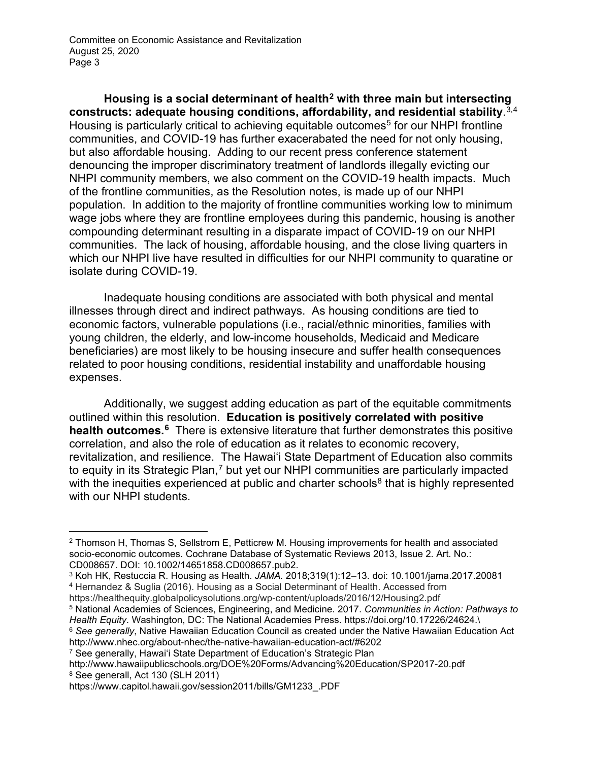**Housing is a social determinant of health[2] with three main but intersecting constructs: adequate housing conditions, affordability, and residential stability**.[3,4] Housing is particularly critical to achieving equitable outcomes[5] for our NHPI frontline communities, and COVID-19 has further exacerabated the need for not only housing, but also affordable housing. Adding to our recent press conference statement denouncing the improper discriminatory treatment of landlords illegally evicting our NHPI community members, we also comment on the COVID-19 health impacts. Much of the frontline communities, as the Resolution notes, is made up of our NHPI population. In addition to the majority of frontline communities working low to minimum wage jobs where they are frontline employees during this pandemic, housing is another compounding determinant resulting in a disparate impact of COVID-19 on our NHPI communities. The lack of housing, affordable housing, and the close living quarters in which our NHPI live have resulted in difficulties for our NHPI community to quaratine or isolate during COVID-19.

Inadequate housing conditions are associated with both physical and mental illnesses through direct and indirect pathways. As housing conditions are tied to economic factors, vulnerable populations (i.e., racial/ethnic minorities, families with young children, the elderly, and low-income households, Medicaid and Medicare beneficiaries) are most likely to be housing insecure and suffer health consequences related to poor housing conditions, residential instability and unaffordable housing expenses.

Additionally, we suggest adding education as part of the equitable commitments outlined within this resolution. **Education is positively correlated with positive health outcomes.[6]** There is extensive literature that further demonstrates this positive correlation, and also the role of education as it relates to economic recovery, revitalization, and resilience. The Hawaiʻi State Department of Education also commits to equity in its Strategic Plan,[7] but yet our NHPI communities are particularly impacted with the inequities experienced at public and charter schools[8] that is highly represented with our NHPI students.

---

[2] Thomson H, Thomas S, Sellstrom E, Petticrew M. Housing improvements for health and associated socio-economic outcomes. Cochrane Database of Systematic Reviews 2013, Issue 2. Art. No.: CD008657. DOI: 10.1002/14651858.CD008657.pub2.

[3] Koh HK, Restuccia R. Housing as Health. *JAMA*. 2018;319(1):12–13. doi: 10.1001/jama.2017.20081

[4] Hernandez & Suglia (2016). Housing as a Social Determinant of Health. Accessed from https://healthequity.globalpolicysolutions.org/wp-content/uploads/2016/12/Housing2.pdf

[5] National Academies of Sciences, Engineering, and Medicine. 2017. *Communities in Action: Pathways to Health Equity*. Washington, DC: The National Academies Press. https://doi.org/10.17226/24624.\

[6] *See generally*, Native Hawaiian Education Council as created under the Native Hawaiian Education Act http://www.nhec.org/about-nhec/the-native-hawaiian-education-act/#6202

[7] See generally, Hawaiʻi State Department of Education's Strategic Plan http://www.hawaiipublicschools.org/DOE%20Forms/Advancing%20Education/SP2017-20.pdf

[8] See generall, Act 130 (SLH 2011) https://www.capitol.hawaii.gov/session2011/bills/GM1233_.PDF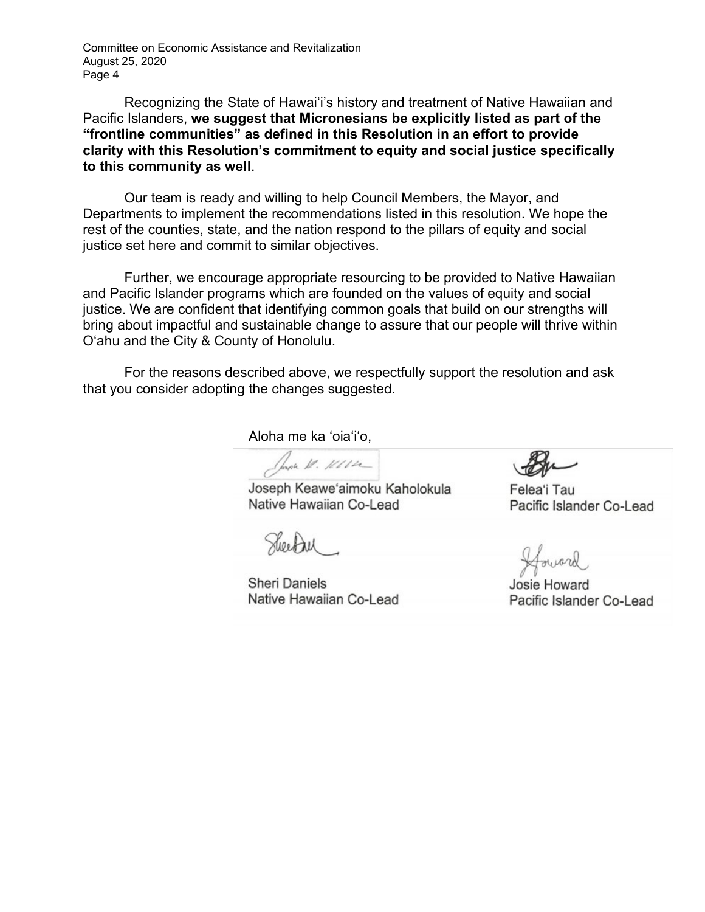Recognizing the State of Hawai'i's history and treatment of Native Hawaiian and Pacific Islanders, **we suggest that Micronesians be explicitly listed as part of the "frontline communities" as defined in this Resolution in an effort to provide clarity with this Resolution's commitment to equity and social justice specifically to this community as well**.

Our team is ready and willing to help Council Members, the Mayor, and Departments to implement the recommendations listed in this resolution. We hope the rest of the counties, state, and the nation respond to the pillars of equity and social justice set here and commit to similar objectives.

Further, we encourage appropriate resourcing to be provided to Native Hawaiian and Pacific Islander programs which are founded on the values of equity and social justice. We are confident that identifying common goals that build on our strengths will bring about impactful and sustainable change to assure that our people will thrive within O'ahu and the City & County of Honolulu.

For the reasons described above, we respectfully support the resolution and ask that you consider adopting the changes suggested.

Aloha me ka 'oia'i'o,

Joseph Keawe'aimoku Kaholokula
Native Hawaiian Co-Lead

Felea'i Tau
Pacific Islander Co-Lead

Sheri Daniels
Native Hawaiian Co-Lead

Josie Howard
Pacific Islander Co-Lead